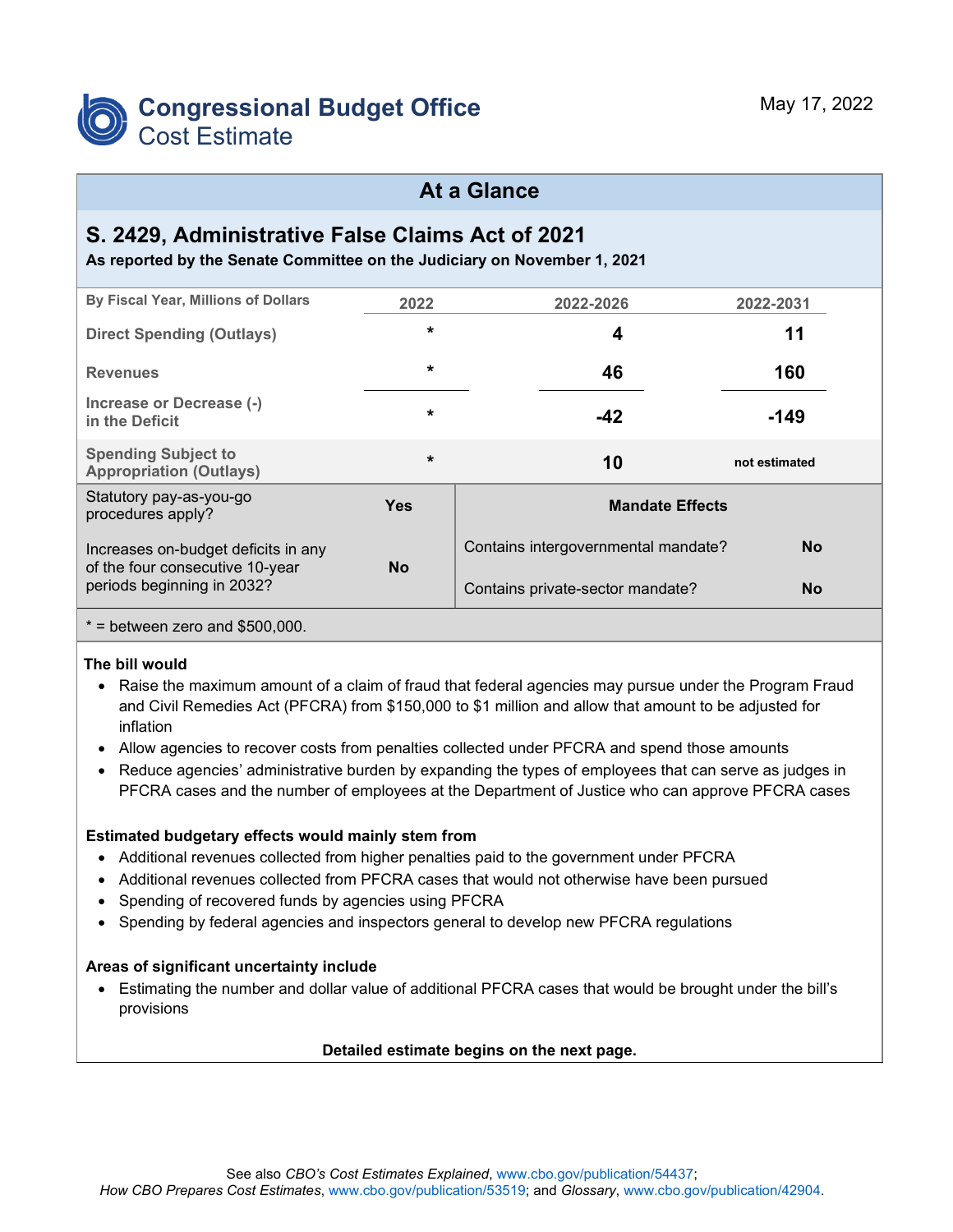# Congressional Budget Office
## Cost Estimate

May 17, 2022

## At a Glance

### S. 2429, Administrative False Claims Act of 2021

**As reported by the Senate Committee on the Judiciary on November 1, 2021**

| By Fiscal Year, Millions of Dollars | 2022 | 2022-2026 | 2022-2031 |
|---|---|---|---|
| Direct Spending (Outlays) | * | 4 | 11 |
| Revenues | * | 46 | 160 |
| Increase or Decrease (-) in the Deficit | * | -42 | -149 |
| Spending Subject to Appropriation (Outlays) | * | 10 | not estimated |

| | | Mandate Effects | |
|---|---|---|---|
| Statutory pay-as-you-go procedures apply? | Yes | Contains intergovernmental mandate? | No |
| Increases on-budget deficits in any of the four consecutive 10-year periods beginning in 2032? | No | Contains private-sector mandate? | No |

* = between zero and $500,000.

**The bill would**

- Raise the maximum amount of a claim of fraud that federal agencies may pursue under the Program Fraud and Civil Remedies Act (PFCRA) from $150,000 to $1 million and allow that amount to be adjusted for inflation
- Allow agencies to recover costs from penalties collected under PFCRA and spend those amounts
- Reduce agencies' administrative burden by expanding the types of employees that can serve as judges in PFCRA cases and the number of employees at the Department of Justice who can approve PFCRA cases

**Estimated budgetary effects would mainly stem from**

- Additional revenues collected from higher penalties paid to the government under PFCRA
- Additional revenues collected from PFCRA cases that would not otherwise have been pursued
- Spending of recovered funds by agencies using PFCRA
- Spending by federal agencies and inspectors general to develop new PFCRA regulations

**Areas of significant uncertainty include**

- Estimating the number and dollar value of additional PFCRA cases that would be brought under the bill's provisions

**Detailed estimate begins on the next page.**

See also *CBO's Cost Estimates Explained*, www.cbo.gov/publication/54437; *How CBO Prepares Cost Estimates*, www.cbo.gov/publication/53519; and *Glossary*, www.cbo.gov/publication/42904.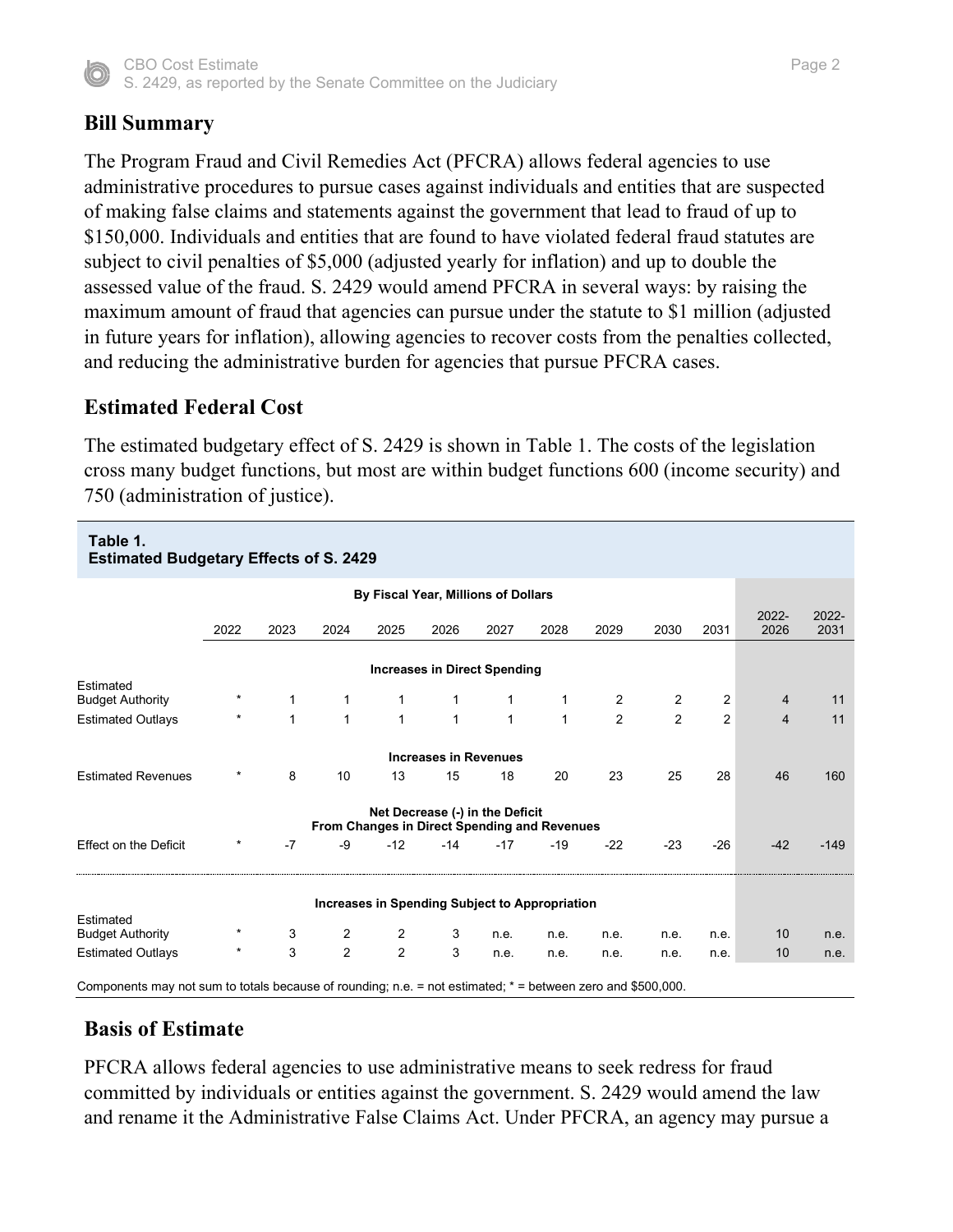## Bill Summary

The Program Fraud and Civil Remedies Act (PFCRA) allows federal agencies to use administrative procedures to pursue cases against individuals and entities that are suspected of making false claims and statements against the government that lead to fraud of up to $150,000. Individuals and entities that are found to have violated federal fraud statutes are subject to civil penalties of $5,000 (adjusted yearly for inflation) and up to double the assessed value of the fraud. S. 2429 would amend PFCRA in several ways: by raising the maximum amount of fraud that agencies can pursue under the statute to $1 million (adjusted in future years for inflation), allowing agencies to recover costs from the penalties collected, and reducing the administrative burden for agencies that pursue PFCRA cases.

## Estimated Federal Cost

The estimated budgetary effect of S. 2429 is shown in Table 1. The costs of the legislation cross many budget functions, but most are within budget functions 600 (income security) and 750 (administration of justice).

**Table 1.**
**Estimated Budgetary Effects of S. 2429**

| | By Fiscal Year, Millions of Dollars | | | | | | | | | | | |
|---|---|---|---|---|---|---|---|---|---|---|---|---|
| | 2022 | 2023 | 2024 | 2025 | 2026 | 2027 | 2028 | 2029 | 2030 | 2031 | 2022-2026 | 2022-2031 |
| **Increases in Direct Spending** | | | | | | | | | | | | |
| Estimated Budget Authority | * | 1 | 1 | 1 | 1 | 1 | 1 | 2 | 2 | 2 | 4 | 11 |
| Estimated Outlays | * | 1 | 1 | 1 | 1 | 1 | 1 | 2 | 2 | 2 | 4 | 11 |
| **Increases in Revenues** | | | | | | | | | | | | |
| Estimated Revenues | * | 8 | 10 | 13 | 15 | 18 | 20 | 23 | 25 | 28 | 46 | 160 |
| **Net Decrease (-) in the Deficit From Changes in Direct Spending and Revenues** | | | | | | | | | | | | |
| Effect on the Deficit | * | -7 | -9 | -12 | -14 | -17 | -19 | -22 | -23 | -26 | -42 | -149 |
| **Increases in Spending Subject to Appropriation** | | | | | | | | | | | | |
| Estimated Budget Authority | * | 3 | 2 | 2 | 3 | n.e. | n.e. | n.e. | n.e. | n.e. | 10 | n.e. |
| Estimated Outlays | * | 3 | 2 | 2 | 3 | n.e. | n.e. | n.e. | n.e. | n.e. | 10 | n.e. |

Components may not sum to totals because of rounding; n.e. = not estimated; * = between zero and $500,000.

## Basis of Estimate

PFCRA allows federal agencies to use administrative means to seek redress for fraud committed by individuals or entities against the government. S. 2429 would amend the law and rename it the Administrative False Claims Act. Under PFCRA, an agency may pursue a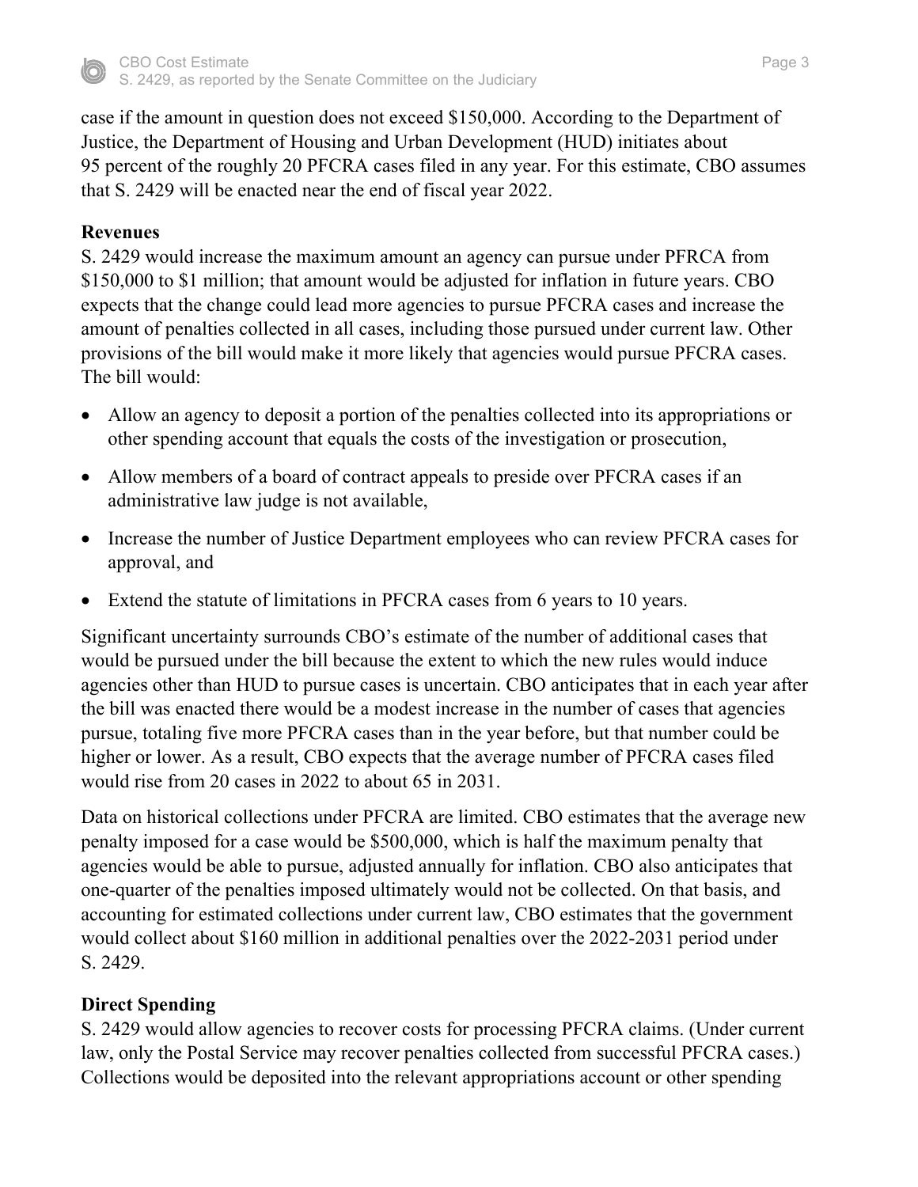case if the amount in question does not exceed $150,000. According to the Department of Justice, the Department of Housing and Urban Development (HUD) initiates about 95 percent of the roughly 20 PFCRA cases filed in any year. For this estimate, CBO assumes that S. 2429 will be enacted near the end of fiscal year 2022.

**Revenues**

S. 2429 would increase the maximum amount an agency can pursue under PFRCA from $150,000 to $1 million; that amount would be adjusted for inflation in future years. CBO expects that the change could lead more agencies to pursue PFCRA cases and increase the amount of penalties collected in all cases, including those pursued under current law. Other provisions of the bill would make it more likely that agencies would pursue PFCRA cases. The bill would:

- Allow an agency to deposit a portion of the penalties collected into its appropriations or other spending account that equals the costs of the investigation or prosecution,
- Allow members of a board of contract appeals to preside over PFCRA cases if an administrative law judge is not available,
- Increase the number of Justice Department employees who can review PFCRA cases for approval, and
- Extend the statute of limitations in PFCRA cases from 6 years to 10 years.

Significant uncertainty surrounds CBO's estimate of the number of additional cases that would be pursued under the bill because the extent to which the new rules would induce agencies other than HUD to pursue cases is uncertain. CBO anticipates that in each year after the bill was enacted there would be a modest increase in the number of cases that agencies pursue, totaling five more PFCRA cases than in the year before, but that number could be higher or lower. As a result, CBO expects that the average number of PFCRA cases filed would rise from 20 cases in 2022 to about 65 in 2031.

Data on historical collections under PFCRA are limited. CBO estimates that the average new penalty imposed for a case would be $500,000, which is half the maximum penalty that agencies would be able to pursue, adjusted annually for inflation. CBO also anticipates that one-quarter of the penalties imposed ultimately would not be collected. On that basis, and accounting for estimated collections under current law, CBO estimates that the government would collect about $160 million in additional penalties over the 2022-2031 period under S. 2429.

**Direct Spending**

S. 2429 would allow agencies to recover costs for processing PFCRA claims. (Under current law, only the Postal Service may recover penalties collected from successful PFCRA cases.) Collections would be deposited into the relevant appropriations account or other spending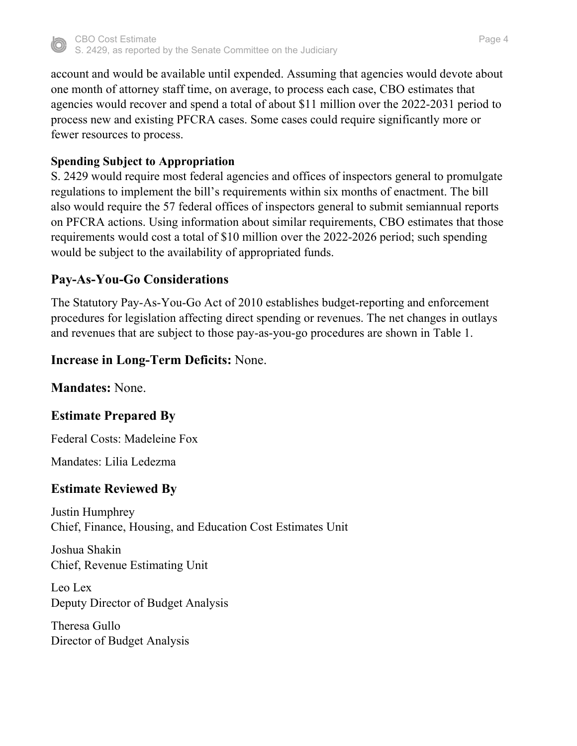account and would be available until expended. Assuming that agencies would devote about one month of attorney staff time, on average, to process each case, CBO estimates that agencies would recover and spend a total of about $11 million over the 2022-2031 period to process new and existing PFCRA cases. Some cases could require significantly more or fewer resources to process.

**Spending Subject to Appropriation**

S. 2429 would require most federal agencies and offices of inspectors general to promulgate regulations to implement the bill's requirements within six months of enactment. The bill also would require the 57 federal offices of inspectors general to submit semiannual reports on PFCRA actions. Using information about similar requirements, CBO estimates that those requirements would cost a total of $10 million over the 2022-2026 period; such spending would be subject to the availability of appropriated funds.

## Pay-As-You-Go Considerations

The Statutory Pay-As-You-Go Act of 2010 establishes budget-reporting and enforcement procedures for legislation affecting direct spending or revenues. The net changes in outlays and revenues that are subject to those pay-as-you-go procedures are shown in Table 1.

## Increase in Long-Term Deficits: None.

## Mandates: None.

## Estimate Prepared By

Federal Costs: Madeleine Fox

Mandates: Lilia Ledezma

## Estimate Reviewed By

Justin Humphrey
Chief, Finance, Housing, and Education Cost Estimates Unit

Joshua Shakin
Chief, Revenue Estimating Unit

Leo Lex
Deputy Director of Budget Analysis

Theresa Gullo
Director of Budget Analysis